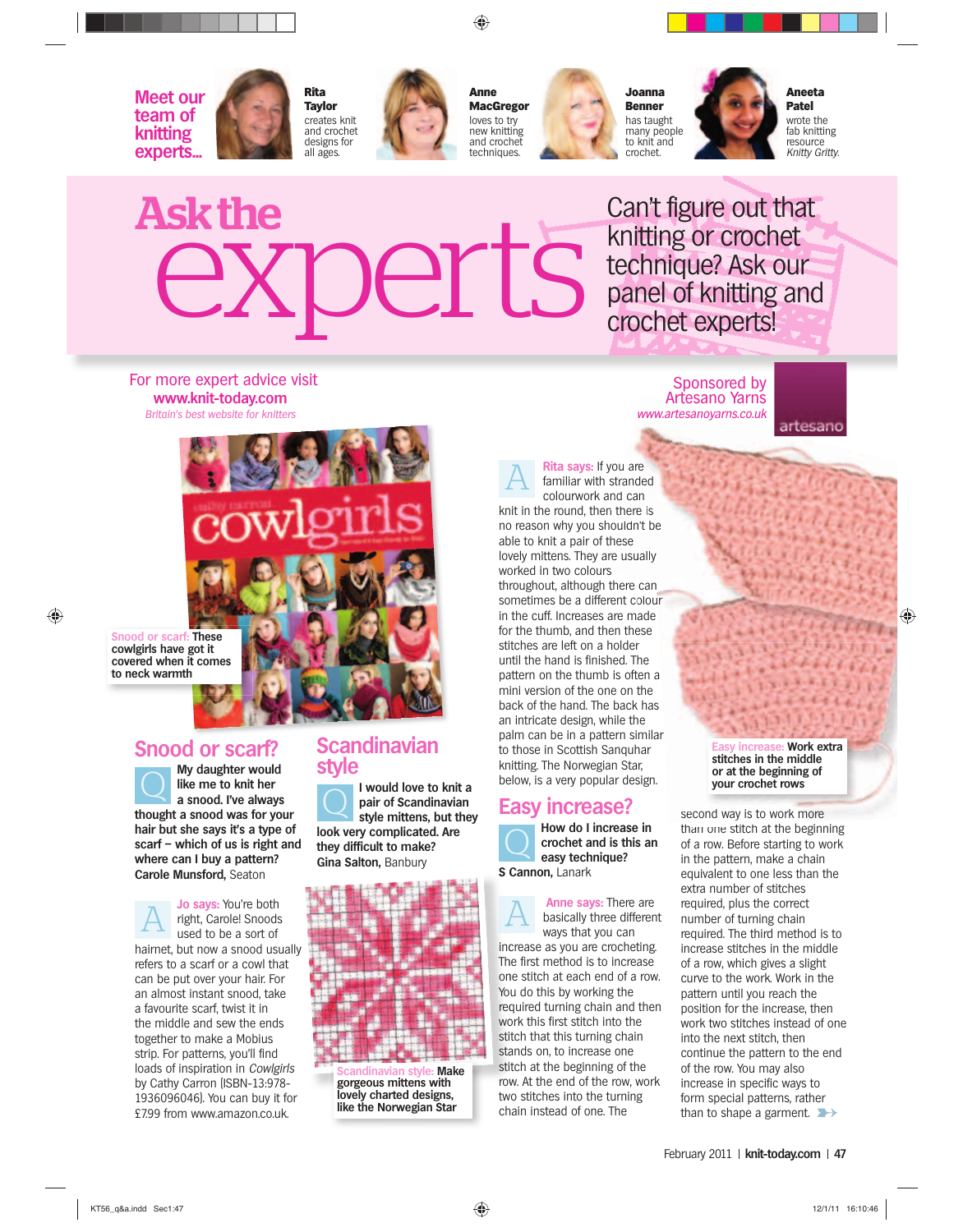**Meet our team of knitting experts...**

**Rita Taylor** creates knit and crochet designs for all ages.

**Anne MacGregor** loves to try new knitting and crochet techniques.

**Joanna Benner** has taught many people to knit and crochet.

**Aneeta Patel** wrote the fab knitting resource *Knitty Gritty*.

# Ask the experts

Can't figure out that knitting or crochet technique? Ask our panel of knitting and crochet experts!

For more expert advice visit **www.knit-today.com**
*Britain's best website for knitters*

Sponsored by Artesano Yarns
*www.artesanoyarns.co.uk*

**Snood or scarf:** These cowlgirls have got it covered when it comes to neck warmth

## Snood or scarf?

**Q** **My daughter would like me to knit her a snood. I've always thought a snood was for your hair but she says it's a type of scarf – which of us is right and where can I buy a pattern?**
**Carole Munsford,** Seaton

**A** **Jo says:** You're both right, Carole! Snoods used to be a sort of hairnet, but now a snood usually refers to a scarf or a cowl that can be put over your hair. For an almost instant snood, take a favourite scarf, twist it in the middle and sew the ends together to make a Mobius strip. For patterns, you'll find loads of inspiration in *Cowlgirls* by Cathy Carron (ISBN-13:978-1936096046). You can buy it for £7.99 from www.amazon.co.uk.

## Scandinavian style

**Q** **I would love to knit a pair of Scandinavian style mittens, but they look very complicated. Are they difficult to make?**
**Gina Salton,** Banbury

**Scandinavian style:** Make gorgeous mittens with lovely charted designs, like the Norwegian Star

**A** **Rita says:** If you are familiar with stranded colourwork and can knit in the round, then there is no reason why you shouldn't be able to knit a pair of these lovely mittens. They are usually worked in two colours throughout, although there can sometimes be a different colour in the cuff. Increases are made for the thumb, and then these stitches are left on a holder until the hand is finished. The pattern on the thumb is often a mini version of the one on the back of the hand. The back has an intricate design, while the palm can be in a pattern similar to those in Scottish Sanquhar knitting. The Norwegian Star, below, is a very popular design.

## Easy increase?

**Q** **How do I increase in crochet and is this an easy technique?**
**S Cannon,** Lanark

**A** **Anne says:** There are basically three different ways that you can increase as you are crocheting. The first method is to increase one stitch at each end of a row. You do this by working the required turning chain and then work this first stitch into the stitch that this turning chain stands on, to increase one stitch at the beginning of the row. At the end of the row, work two stitches into the turning chain instead of one. The second way is to work more than one stitch at the beginning of a row. Before starting to work in the pattern, make a chain equivalent to one less than the extra number of stitches required, plus the correct number of turning chain required. The third method is to increase stitches in the middle of a row, which gives a slight curve to the work. Work in the pattern until you reach the position for the increase, then work two stitches instead of one into the next stitch, then continue the pattern to the end of the row. You may also increase in specific ways to form special patterns, rather than to shape a garment.

**Easy increase:** Work extra stitches in the middle or at the beginning of your crochet rows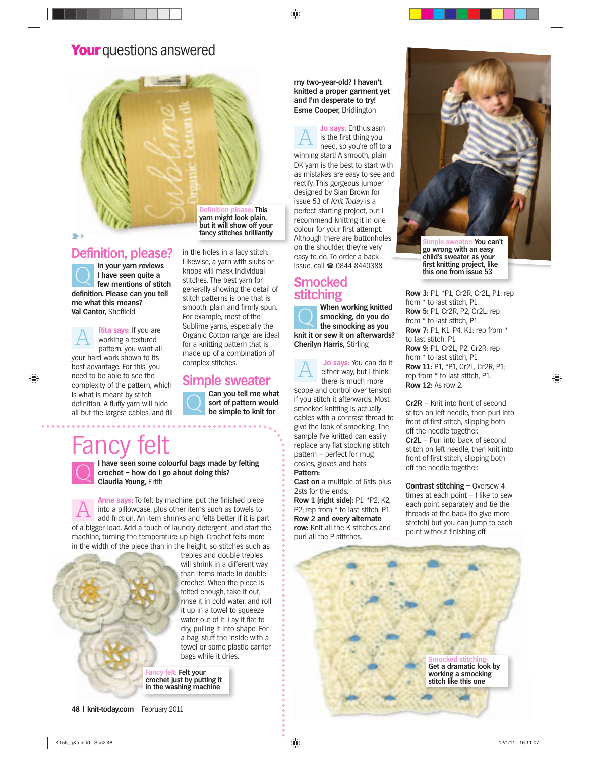# **Your** questions answered

Definition please: **This yarn might look plain, but it will show off your fancy stitches brilliantly**

## Definition, please?

**Q** **In your yarn reviews I have seen quite a few mentions of stitch definition. Please can you tell me what this means?**
**Val Cantor,** Sheffield

**A** Rita says: If you are working a textured pattern, you want all your hard work shown to its best advantage. For this, you need to be able to see the complexity of the pattern, which is what is meant by stitch definition. A fluffy yarn will hide all but the largest cables, and fill in the holes in a lacy stitch. Likewise, a yarn with slubs or knops will mask individual stitches. The best yarn for generally showing the detail of stitch patterns is one that is smooth, plain and firmly spun. For example, most of the Sublime yarns, especially the Organic Cotton range, are ideal for a knitting pattern that is made up of a combination of complex stitches.

## Simple sweater

**Q** **Can you tell me what sort of pattern would be simple to knit for my two-year-old? I haven't knitted a proper garment yet and I'm desperate to try!**
**Esme Cooper,** Bridlington

**A** Jo says: Enthusiasm is the first thing you need, so you're off to a winning start! A smooth, plain DK yarn is the best to start with as mistakes are easy to see and rectify. This gorgeous jumper designed by Sian Brown for issue 53 of *Knit Today* is a perfect starting project, but I recommend knitting it in one colour for your first attempt. Although there are buttonholes on the shoulder, they're very easy to do. To order a back issue, call ☎ 0844 8440388.

Simple sweater: **You can't go wrong with an easy child's sweater as your first knitting project, like this one from issue 53**

## Smocked stitching

**Q** **When working knitted smocking, do you do the smocking as you knit it or sew it on afterwards?**
**Cherilyn Harris,** Stirling

**A** Jo says: You can do it either way, but I think there is much more scope and control over tension if you stitch it afterwards. Most smocked knitting is actually cables with a contrast thread to give the look of smocking. The sample I've knitted can easily replace any flat stocking stitch pattern – perfect for mug cosies, gloves and hats.

**Pattern:**

**Cast on** a multiple of 6sts plus 2sts for the ends.

**Row 1 (right side):** P1, *P2, K2, P2; rep from * to last stitch, P1.

**Row 2 and every alternate row:** Knit all the K stitches and purl all the P stitches.

**Row 3:** P1, *P1, Cr2R, Cr2L, P1; rep from * to last stitch, P1.

**Row 5:** P1, Cr2R, P2, Cr2L; rep from * to last stitch, P1.

**Row 7:** P1, K1, P4, K1: rep from * to last stitch, P1.

**Row 9:** P1, Cr2L, P2, Cr2R; rep from * to last stitch, P1.

**Row 11:** P1, *P1, Cr2L, Cr2R, P1; rep from * to last stitch, P1.

**Row 12:** As row 2.

**Cr2R** – Knit into front of second stitch on left needle, then purl into front of first stitch, slipping both off the needle together.

**Cr2L** – Purl into back of second stitch on left needle, then knit into front of first stitch, slipping both off the needle together.

**Contrast stitching** – Oversew 4 times at each point – I like to sew each point separately and tie the threads at the back (to give more stretch) but you can jump to each point without finishing off.

Smocked stitching: **Get a dramatic look by working a smocking stitch like this one**

# Fancy felt

**Q** **I have seen some colourful bags made by felting crochet – how do I go about doing this?**
**Claudia Young,** Erith

**A** Anne says: To felt by machine, put the finished piece into a pillowcase, plus other items such as towels to add friction. An item shrinks and felts better if it is part of a bigger load. Add a touch of laundry detergent, and start the machine, turning the temperature up high. Crochet felts more in the width of the piece than in the height, so stitches such as trebles and double trebles will shrink in a different way than items made in double crochet. When the piece is felted enough, take it out, rinse it in cold water, and roll it up in a towel to squeeze water out of it. Lay it flat to dry, pulling it into shape. For a bag, stuff the inside with a towel or some plastic carrier bags while it dries.

Fancy felt: **Felt your crochet just by putting it in the washing machine**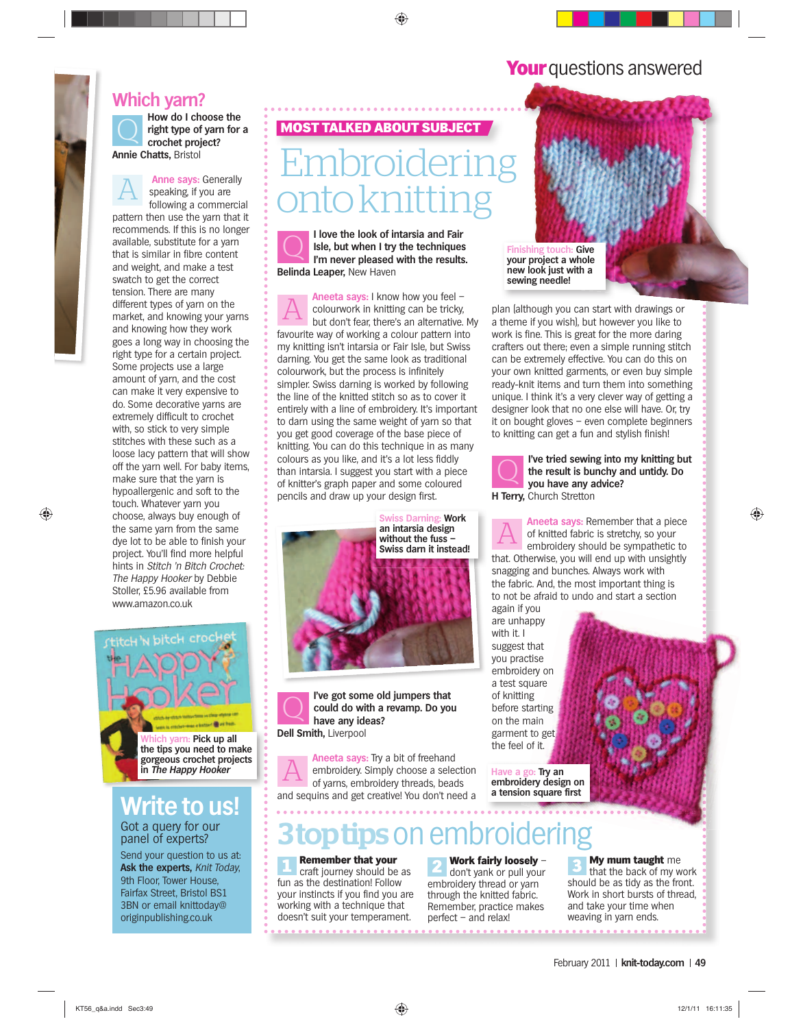# Your questions answered

## Which yarn?

**Q** **How do I choose the right type of yarn for a crochet project?**
**Annie Chatts,** Bristol

**A** **Anne says:** Generally speaking, if you are following a commercial pattern then use the yarn that it recommends. If this is no longer available, substitute for a yarn that is similar in fibre content and weight, and make a test swatch to get the correct tension. There are many different types of yarn on the market, and knowing your yarns and knowing how they work goes a long way in choosing the right type for a certain project. Some projects use a large amount of yarn, and the cost can make it very expensive to do. Some decorative yarns are extremely difficult to crochet with, so stick to very simple stitches with these such as a loose lacy pattern that will show off the yarn well. For baby items, make sure that the yarn is hypoallergenic and soft to the touch. Whatever yarn you choose, always buy enough of the same yarn from the same dye lot to be able to finish your project. You'll find more helpful hints in *Stitch 'n Bitch Crochet: The Happy Hooker* by Debbie Stoller, £5.96 available from www.amazon.co.uk

**Which yarn:** Pick up all the tips you need to make gorgeous crochet projects in *The Happy Hooker*

## Write to us!

Got a query for our panel of experts?

Send your question to us at: **Ask the experts,** *Knit Today,* 9th Floor, Tower House, Fairfax Street, Bristol BS1 3BN or email knittoday@originpublishing.co.uk

---

**MOST TALKED ABOUT SUBJECT**

# Embroidering onto knitting

**Q** **I love the look of intarsia and Fair Isle, but when I try the techniques I'm never pleased with the results.**
**Belinda Leaper,** New Haven

**A** **Aneeta says:** I know how you feel – colourwork in knitting can be tricky, but don't fear, there's an alternative. My favourite way of working a colour pattern into my knitting isn't intarsia or Fair Isle, but Swiss darning. You get the same look as traditional colourwork, but the process is infinitely simpler. Swiss darning is worked by following the line of the knitted stitch so as to cover it entirely with a line of embroidery. It's important to darn using the same weight of yarn so that you get good coverage of the base piece of knitting. You can do this technique in as many colours as you like, and it's a lot less fiddly than intarsia. I suggest you start with a piece of knitter's graph paper and some coloured pencils and draw up your design first.

**Swiss Darning:** Work an intarsia design without the fuss – Swiss darn it instead!

**Q** **I've got some old jumpers that could do with a revamp. Do you have any ideas?**
**Dell Smith,** Liverpool

**A** **Aneeta says:** Try a bit of freehand embroidery. Simply choose a selection of yarns, embroidery threads, beads and sequins and get creative! You don't need a plan (although you can start with drawings or a theme if you wish), but however you like to work is fine. This is great for the more daring crafters out there; even a simple running stitch can be extremely effective. You can do this on your own knitted garments, or even buy simple ready-knit items and turn them into something unique. I think it's a very clever way of getting a designer look that no one else will have. Or, try it on bought gloves – even complete beginners to knitting can get a fun and stylish finish!

**Finishing touch:** Give your project a whole new look just with a sewing needle!

**Q** **I've tried sewing into my knitting but the result is bunchy and untidy. Do you have any advice?**
**H Terry,** Church Stretton

**A** **Aneeta says:** Remember that a piece of knitted fabric is stretchy, so your embroidery should be sympathetic to that. Otherwise, you will end up with unsightly snagging and bunches. Always work with the fabric. And, the most important thing is to not be afraid to undo and start a section again if you are unhappy with it. I suggest that you practise embroidery on a test square of knitting before starting on the main garment to get the feel of it.

**Have a go:** Try an embroidery design on a tension square first

# 3 top tips on embroidering

**1** **Remember that your** craft journey should be as fun as the destination! Follow your instincts if you find you are working with a technique that doesn't suit your temperament.

**2** **Work fairly loosely** – don't yank or pull your embroidery thread or yarn through the knitted fabric. Remember, practice makes perfect – and relax!

**3** **My mum taught** me that the back of my work should be as tidy as the front. Work in short bursts of thread, and take your time when weaving in yarn ends.